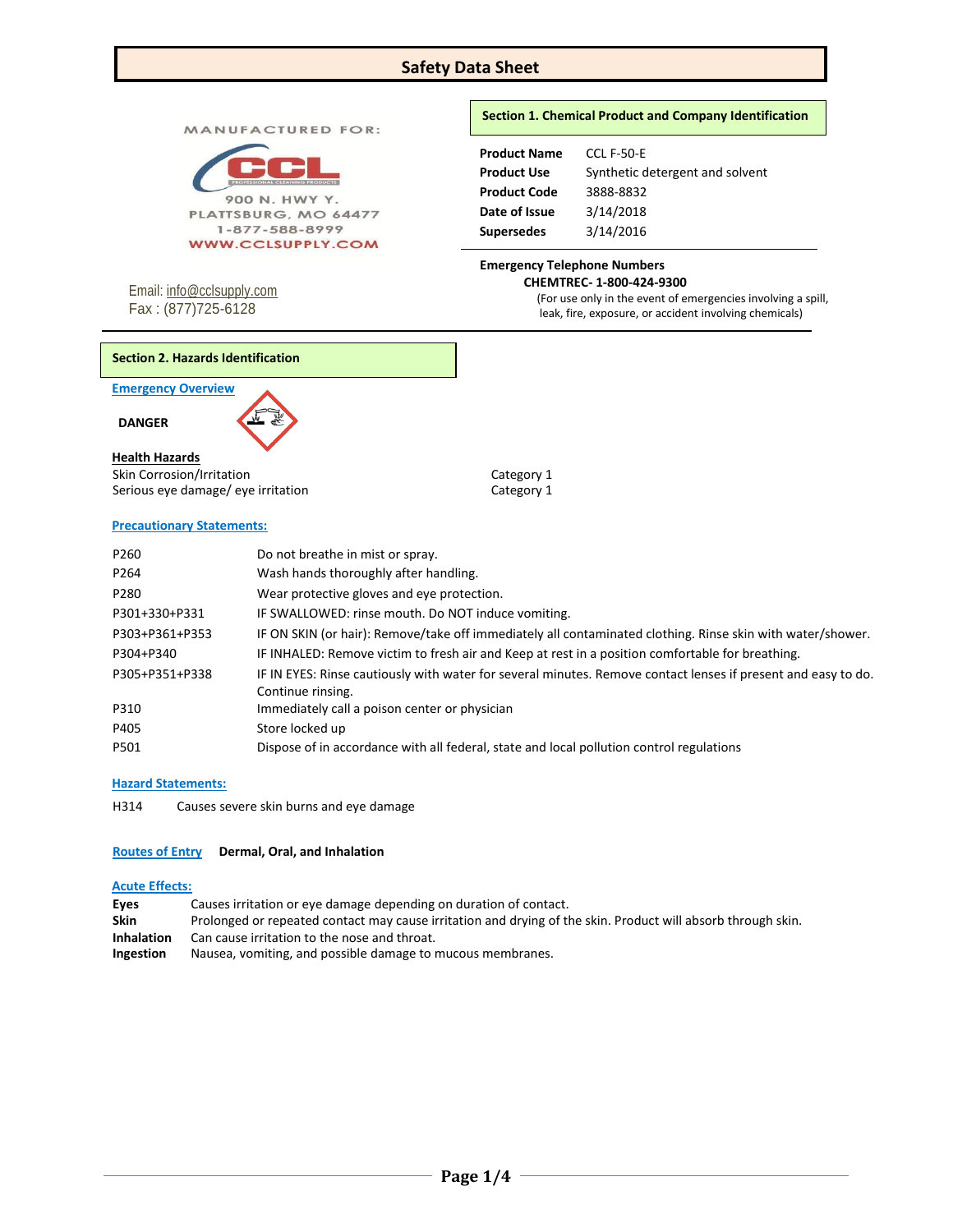# Safety Data Sheet

MANUFACTURED FOR:

CCL
PROFESSIONAL CLEANING PRODUCTS

900 N. HWY Y.
PLATTSBURG, MO 64477
1-877-588-8999
WWW.CCLSUPPLY.COM

Email: info@cclsupply.com
Fax : (877)725-6128

## Section 1. Chemical Product and Company Identification

| | |
|---|---|
| **Product Name** | CCL F-50-E |
| **Product Use** | Synthetic detergent and solvent |
| **Product Code** | 3888-8832 |
| **Date of Issue** | 3/14/2018 |
| **Supersedes** | 3/14/2016 |

**Emergency Telephone Numbers**

**CHEMTREC- 1-800-424-9300**

(For use only in the event of emergencies involving a spill, leak, fire, exposure, or accident involving chemicals)

## Section 2. Hazards Identification

**Emergency Overview**

**DANGER**

**Health Hazards**

| | |
|---|---|
| Skin Corrosion/Irritation | Category 1 |
| Serious eye damage/ eye irritation | Category 1 |

**Precautionary Statements:**

| | |
|---|---|
| P260 | Do not breathe in mist or spray. |
| P264 | Wash hands thoroughly after handling. |
| P280 | Wear protective gloves and eye protection. |
| P301+330+P331 | IF SWALLOWED: rinse mouth. Do NOT induce vomiting. |
| P303+P361+P353 | IF ON SKIN (or hair): Remove/take off immediately all contaminated clothing. Rinse skin with water/shower. |
| P304+P340 | IF INHALED: Remove victim to fresh air and Keep at rest in a position comfortable for breathing. |
| P305+P351+P338 | IF IN EYES: Rinse cautiously with water for several minutes. Remove contact lenses if present and easy to do. Continue rinsing. |
| P310 | Immediately call a poison center or physician |
| P405 | Store locked up |
| P501 | Dispose of in accordance with all federal, state and local pollution control regulations |

**Hazard Statements:**

H314 Causes severe skin burns and eye damage

**Routes of Entry** **Dermal, Oral, and Inhalation**

**Acute Effects:**

| | |
|---|---|
| **Eyes** | Causes irritation or eye damage depending on duration of contact. |
| **Skin** | Prolonged or repeated contact may cause irritation and drying of the skin. Product will absorb through skin. |
| **Inhalation** | Can cause irritation to the nose and throat. |
| **Ingestion** | Nausea, vomiting, and possible damage to mucous membranes. |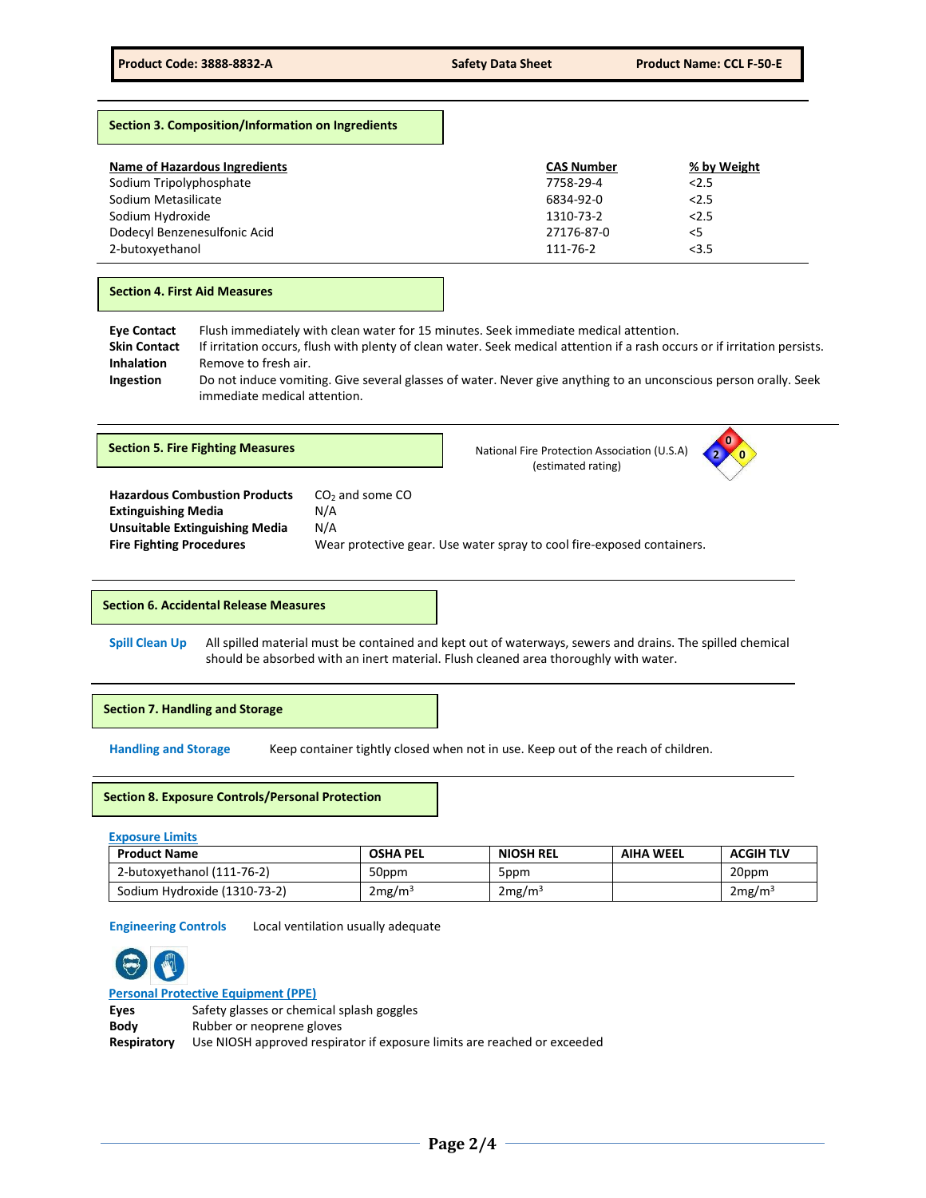## Section 3. Composition/Information on Ingredients

| Name of Hazardous Ingredients | CAS Number | % by Weight |
|---|---|---|
| Sodium Tripolyphosphate | 7758-29-4 | <2.5 |
| Sodium Metasilicate | 6834-92-0 | <2.5 |
| Sodium Hydroxide | 1310-73-2 | <2.5 |
| Dodecyl Benzenesulfonic Acid | 27176-87-0 | <5 |
| 2-butoxyethanol | 111-76-2 | <3.5 |

## Section 4. First Aid Measures

**Eye Contact** Flush immediately with clean water for 15 minutes. Seek immediate medical attention.

**Skin Contact** If irritation occurs, flush with plenty of clean water. Seek medical attention if a rash occurs or if irritation persists.

**Inhalation** Remove to fresh air.

**Ingestion** Do not induce vomiting. Give several glasses of water. Never give anything to an unconscious person orally. Seek immediate medical attention.

## Section 5. Fire Fighting Measures

National Fire Protection Association (U.S.A) (estimated rating)

Health: 2, Flammability: 0, Reactivity: 0

**Hazardous Combustion Products** $CO_2$ and some CO

**Extinguishing Media** N/A

**Unsuitable Extinguishing Media** N/A

**Fire Fighting Procedures** Wear protective gear. Use water spray to cool fire-exposed containers.

## Section 6. Accidental Release Measures

**Spill Clean Up** All spilled material must be contained and kept out of waterways, sewers and drains. The spilled chemical should be absorbed with an inert material. Flush cleaned area thoroughly with water.

## Section 7. Handling and Storage

**Handling and Storage** Keep container tightly closed when not in use. Keep out of the reach of children.

## Section 8. Exposure Controls/Personal Protection

**Exposure Limits**

| Product Name | OSHA PEL | NIOSH REL | AIHA WEEL | ACGIH TLV |
|---|---|---|---|---|
| 2-butoxyethanol (111-76-2) | 50ppm | 5ppm | | 20ppm |
| Sodium Hydroxide (1310-73-2) | 2mg/m$^3$ | 2mg/m$^3$ | | 2mg/m$^3$ |

**Engineering Controls** Local ventilation usually adequate

**Personal Protective Equipment (PPE)**

**Eyes** Safety glasses or chemical splash goggles

**Body** Rubber or neoprene gloves

**Respiratory** Use NIOSH approved respirator if exposure limits are reached or exceeded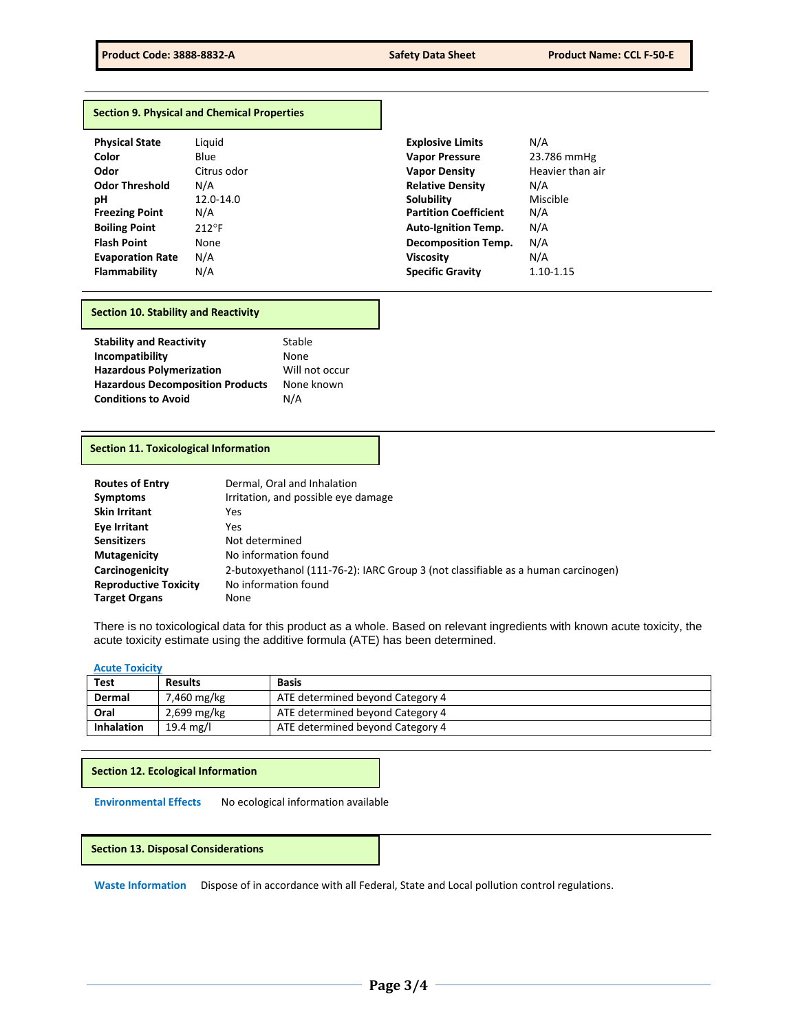## Section 9. Physical and Chemical Properties

| Property | Value | Property | Value |
|---|---|---|---|
| **Physical State** | Liquid | **Explosive Limits** | N/A |
| **Color** | Blue | **Vapor Pressure** | 23.786 mmHg |
| **Odor** | Citrus odor | **Vapor Density** | Heavier than air |
| **Odor Threshold** | N/A | **Relative Density** | N/A |
| **pH** | 12.0-14.0 | **Solubility** | Miscible |
| **Freezing Point** | N/A | **Partition Coefficient** | N/A |
| **Boiling Point** | 212°F | **Auto-Ignition Temp.** | N/A |
| **Flash Point** | None | **Decomposition Temp.** | N/A |
| **Evaporation Rate** | N/A | **Viscosity** | N/A |
| **Flammability** | N/A | **Specific Gravity** | 1.10-1.15 |

## Section 10. Stability and Reactivity

| | |
|---|---|
| **Stability and Reactivity** | Stable |
| **Incompatibility** | None |
| **Hazardous Polymerization** | Will not occur |
| **Hazardous Decomposition Products** | None known |
| **Conditions to Avoid** | N/A |

## Section 11. Toxicological Information

| | |
|---|---|
| **Routes of Entry** | Dermal, Oral and Inhalation |
| **Symptoms** | Irritation, and possible eye damage |
| **Skin Irritant** | Yes |
| **Eye Irritant** | Yes |
| **Sensitizers** | Not determined |
| **Mutagenicity** | No information found |
| **Carcinogenicity** | 2-butoxyethanol (111-76-2): IARC Group 3 (not classifiable as a human carcinogen) |
| **Reproductive Toxicity** | No information found |
| **Target Organs** | None |

There is no toxicological data for this product as a whole. Based on relevant ingredients with known acute toxicity, the acute toxicity estimate using the additive formula (ATE) has been determined.

**Acute Toxicity**

| Test | Results | Basis |
|---|---|---|
| **Dermal** | 7,460 mg/kg | ATE determined beyond Category 4 |
| **Oral** | 2,699 mg/kg | ATE determined beyond Category 4 |
| **Inhalation** | 19.4 mg/l | ATE determined beyond Category 4 |

## Section 12. Ecological Information

**Environmental Effects** No ecological information available

## Section 13. Disposal Considerations

**Waste Information** Dispose of in accordance with all Federal, State and Local pollution control regulations.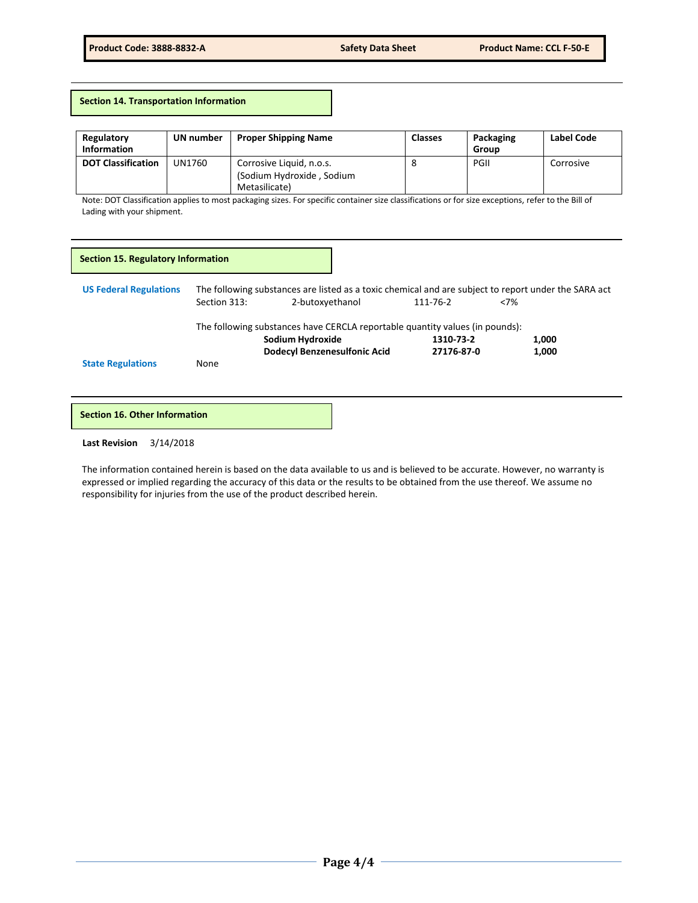## Section 14. Transportation Information

| Regulatory Information | UN number | Proper Shipping Name | Classes | Packaging Group | Label Code |
|---|---|---|---|---|---|
| **DOT Classification** | UN1760 | Corrosive Liquid, n.o.s. (Sodium Hydroxide , Sodium Metasilicate) | 8 | PGII | Corrosive |

Note: DOT Classification applies to most packaging sizes. For specific container size classifications or for size exceptions, refer to the Bill of Lading with your shipment.

## Section 15. Regulatory Information

**US Federal Regulations**

The following substances are listed as a toxic chemical and are subject to report under the SARA act Section 313:

| | | |
|---|---|---|
| 2-butoxyethanol | 111-76-2 | <7% |

The following substances have CERCLA reportable quantity values (in pounds):

| | | |
|---|---|---|
| **Sodium Hydroxide** | **1310-73-2** | **1,000** |
| **Dodecyl Benzenesulfonic Acid** | **27176-87-0** | **1,000** |

**State Regulations** None

## Section 16. Other Information

**Last Revision** 3/14/2018

The information contained herein is based on the data available to us and is believed to be accurate. However, no warranty is expressed or implied regarding the accuracy of this data or the results to be obtained from the use thereof. We assume no responsibility for injuries from the use of the product described herein.